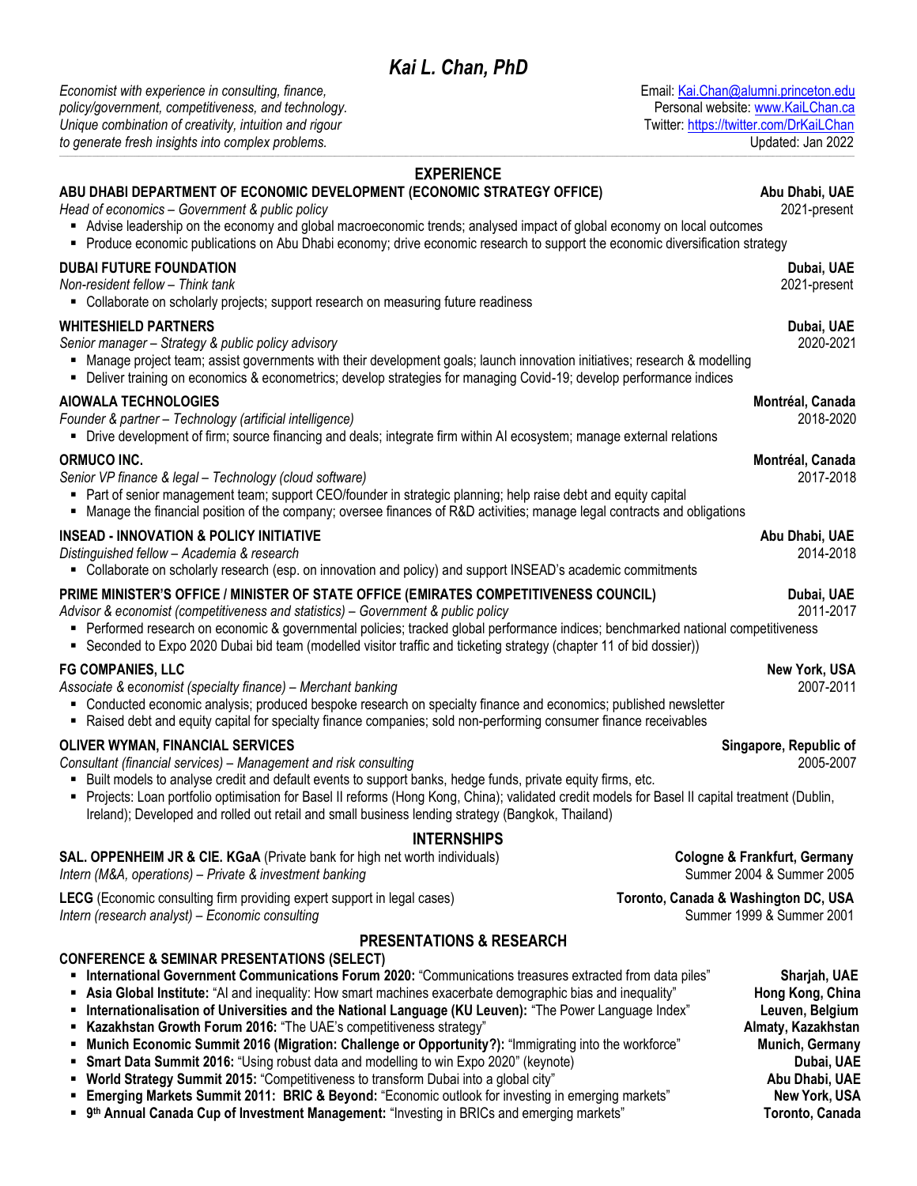# *Kai L. Chan, PhD*

*Economist with experience in consulting, finance, policy/government, competitiveness, and technology. Unique combination of creativity, intuition and rigour to generate fresh insights into complex problems.*

Email: Kai.Chan@alumni.princeton.edu
Personal website: www.KaiLChan.ca
Twitter: https://twitter.com/DrKaiLChan
Updated: Jan 2022

## EXPERIENCE

**ABU DHABI DEPARTMENT OF ECONOMIC DEVELOPMENT (ECONOMIC STRATEGY OFFICE)** — **Abu Dhabi, UAE**
*Head of economics – Government & public policy* — 2021-present

- Advise leadership on the economy and global macroeconomic trends; analysed impact of global economy on local outcomes
- Produce economic publications on Abu Dhabi economy; drive economic research to support the economic diversification strategy

**DUBAI FUTURE FOUNDATION** — **Dubai, UAE**
*Non-resident fellow – Think tank* — 2021-present

- Collaborate on scholarly projects; support research on measuring future readiness

**WHITESHIELD PARTNERS** — **Dubai, UAE**
*Senior manager – Strategy & public policy advisory* — 2020-2021

- Manage project team; assist governments with their development goals; launch innovation initiatives; research & modelling
- Deliver training on economics & econometrics; develop strategies for managing Covid-19; develop performance indices

**AIOWALA TECHNOLOGIES** — **Montréal, Canada**
*Founder & partner – Technology (artificial intelligence)* — 2018-2020

- Drive development of firm; source financing and deals; integrate firm within AI ecosystem; manage external relations

**ORMUCO INC.** — **Montréal, Canada**
*Senior VP finance & legal – Technology (cloud software)* — 2017-2018

- Part of senior management team; support CEO/founder in strategic planning; help raise debt and equity capital
- Manage the financial position of the company; oversee finances of R&D activities; manage legal contracts and obligations

**INSEAD - INNOVATION & POLICY INITIATIVE** — **Abu Dhabi, UAE**
*Distinguished fellow – Academia & research* — 2014-2018

- Collaborate on scholarly research (esp. on innovation and policy) and support INSEAD's academic commitments

**PRIME MINISTER'S OFFICE / MINISTER OF STATE OFFICE (EMIRATES COMPETITIVENESS COUNCIL)** — **Dubai, UAE**
*Advisor & economist (competitiveness and statistics) – Government & public policy* — 2011-2017

- Performed research on economic & governmental policies; tracked global performance indices; benchmarked national competitiveness
- Seconded to Expo 2020 Dubai bid team (modelled visitor traffic and ticketing strategy (chapter 11 of bid dossier))

**FG COMPANIES, LLC** — **New York, USA**
*Associate & economist (specialty finance) – Merchant banking* — 2007-2011

- Conducted economic analysis; produced bespoke research on specialty finance and economics; published newsletter
- Raised debt and equity capital for specialty finance companies; sold non-performing consumer finance receivables

**OLIVER WYMAN, FINANCIAL SERVICES** — **Singapore, Republic of**
*Consultant (financial services) – Management and risk consulting* — 2005-2007

- Built models to analyse credit and default events to support banks, hedge funds, private equity firms, etc.
- Projects: Loan portfolio optimisation for Basel II reforms (Hong Kong, China); validated credit models for Basel II capital treatment (Dublin, Ireland); Developed and rolled out retail and small business lending strategy (Bangkok, Thailand)

## INTERNSHIPS

**SAL. OPPENHEIM JR & CIE. KGaA** (Private bank for high net worth individuals) — **Cologne & Frankfurt, Germany**
*Intern (M&A, operations) – Private & investment banking* — Summer 2004 & Summer 2005

**LECG** (Economic consulting firm providing expert support in legal cases) — **Toronto, Canada & Washington DC, USA**
*Intern (research analyst) – Economic consulting* — Summer 1999 & Summer 2001

## PRESENTATIONS & RESEARCH

**CONFERENCE & SEMINAR PRESENTATIONS (SELECT)**

- **International Government Communications Forum 2020:** "Communications treasures extracted from data piles" — **Sharjah, UAE**
- **Asia Global Institute:** "AI and inequality: How smart machines exacerbate demographic bias and inequality" — **Hong Kong, China**
- **Internationalisation of Universities and the National Language (KU Leuven):** "The Power Language Index" — **Leuven, Belgium**
- **Kazakhstan Growth Forum 2016:** "The UAE's competitiveness strategy" — **Almaty, Kazakhstan**
- **Munich Economic Summit 2016 (Migration: Challenge or Opportunity?):** "Immigrating into the workforce" — **Munich, Germany**
- **Smart Data Summit 2016:** "Using robust data and modelling to win Expo 2020" (keynote) — **Dubai, UAE**
- **World Strategy Summit 2015:** "Competitiveness to transform Dubai into a global city" — **Abu Dhabi, UAE**
- **Emerging Markets Summit 2011: BRIC & Beyond:** "Economic outlook for investing in emerging markets" — **New York, USA**
- **9th Annual Canada Cup of Investment Management:** "Investing in BRICs and emerging markets" — **Toronto, Canada**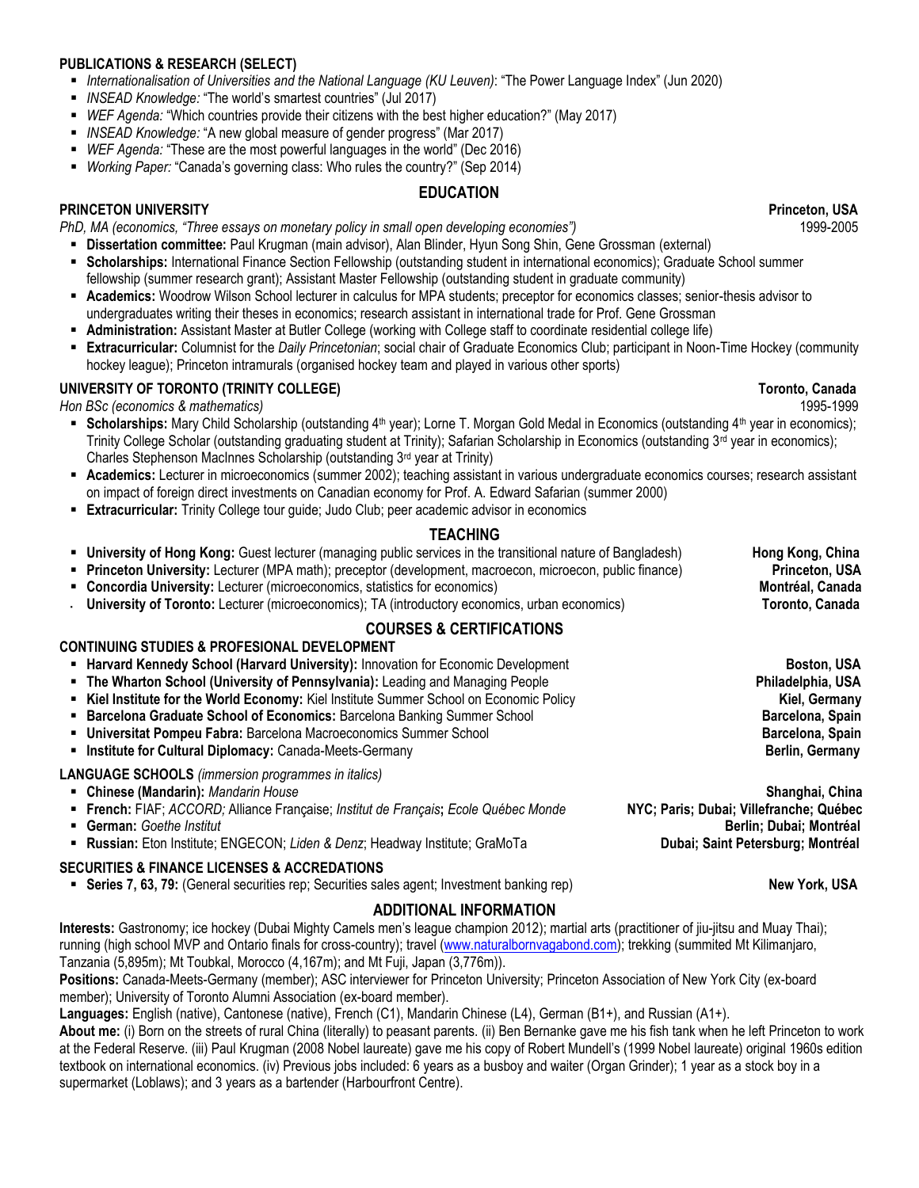## PUBLICATIONS & RESEARCH (SELECT)

- *Internationalisation of Universities and the National Language (KU Leuven)*: "The Power Language Index" (Jun 2020)
- *INSEAD Knowledge:* "The world's smartest countries" (Jul 2017)
- *WEF Agenda:* "Which countries provide their citizens with the best higher education?" (May 2017)
- *INSEAD Knowledge:* "A new global measure of gender progress" (Mar 2017)
- *WEF Agenda:* "These are the most powerful languages in the world" (Dec 2016)
- *Working Paper:* "Canada's governing class: Who rules the country?" (Sep 2014)

## EDUCATION

**PRINCETON UNIVERSITY** — **Princeton, USA**

*PhD, MA (economics, "Three essays on monetary policy in small open developing economies")* — 1999-2005

- **Dissertation committee:** Paul Krugman (main advisor), Alan Blinder, Hyun Song Shin, Gene Grossman (external)
- **Scholarships:** International Finance Section Fellowship (outstanding student in international economics); Graduate School summer fellowship (summer research grant); Assistant Master Fellowship (outstanding student in graduate community)
- **Academics:** Woodrow Wilson School lecturer in calculus for MPA students; preceptor for economics classes; senior-thesis advisor to undergraduates writing their theses in economics; research assistant in international trade for Prof. Gene Grossman
- **Administration:** Assistant Master at Butler College (working with College staff to coordinate residential college life)
- **Extracurricular:** Columnist for the *Daily Princetonian*; social chair of Graduate Economics Club; participant in Noon-Time Hockey (community hockey league); Princeton intramurals (organised hockey team and played in various other sports)

**UNIVERSITY OF TORONTO (TRINITY COLLEGE)** — **Toronto, Canada**

*Hon BSc (economics & mathematics)* — 1995-1999

- **Scholarships:** Mary Child Scholarship (outstanding 4th year); Lorne T. Morgan Gold Medal in Economics (outstanding 4th year in economics); Trinity College Scholar (outstanding graduating student at Trinity); Safarian Scholarship in Economics (outstanding 3rd year in economics); Charles Stephenson MacInnes Scholarship (outstanding 3rd year at Trinity)
- **Academics:** Lecturer in microeconomics (summer 2002); teaching assistant in various undergraduate economics courses; research assistant on impact of foreign direct investments on Canadian economy for Prof. A. Edward Safarian (summer 2000)
- **Extracurricular:** Trinity College tour guide; Judo Club; peer academic advisor in economics

## TEACHING

- **University of Hong Kong:** Guest lecturer (managing public services in the transitional nature of Bangladesh) — **Hong Kong, China**
- **Princeton University:** Lecturer (MPA math); preceptor (development, macroecon, microecon, public finance) — **Princeton, USA**
- **Concordia University:** Lecturer (microeconomics, statistics for economics) — **Montréal, Canada**
- **University of Toronto:** Lecturer (microeconomics); TA (introductory economics, urban economics) — **Toronto, Canada**

## COURSES & CERTIFICATIONS

**CONTINUING STUDIES & PROFESIONAL DEVELOPMENT**

- **Harvard Kennedy School (Harvard University):** Innovation for Economic Development — **Boston, USA**
- **The Wharton School (University of Pennsylvania):** Leading and Managing People — **Philadelphia, USA**
- **Kiel Institute for the World Economy:** Kiel Institute Summer School on Economic Policy — **Kiel, Germany**
- **Barcelona Graduate School of Economics:** Barcelona Banking Summer School — **Barcelona, Spain**
- **Universitat Pompeu Fabra:** Barcelona Macroeconomics Summer School — **Barcelona, Spain**
- **Institute for Cultural Diplomacy:** Canada-Meets-Germany — **Berlin, Germany**

**LANGUAGE SCHOOLS** *(immersion programmes in italics)*

- **Chinese (Mandarin):** *Mandarin House* — **Shanghai, China**
- **French:** FIAF; *ACCORD;* Alliance Française; *Institut de Français*; *Ecole Québec Monde* — **NYC; Paris; Dubai; Villefranche; Québec**
- **German:** *Goethe Institut* — **Berlin; Dubai; Montréal**
- **Russian:** Eton Institute; ENGECON; *Liden & Denz*; Headway Institute; GraMoTa — **Dubai; Saint Petersburg; Montréal**

**SECURITIES & FINANCE LICENSES & ACCREDATIONS**

- **Series 7, 63, 79:** (General securities rep; Securities sales agent; Investment banking rep) — **New York, USA**

## ADDITIONAL INFORMATION

**Interests:** Gastronomy; ice hockey (Dubai Mighty Camels men's league champion 2012); martial arts (practitioner of jiu-jitsu and Muay Thai); running (high school MVP and Ontario finals for cross-country); travel (www.naturalbornvagabond.com); trekking (summited Mt Kilimanjaro, Tanzania (5,895m); Mt Toubkal, Morocco (4,167m); and Mt Fuji, Japan (3,776m)).

**Positions:** Canada-Meets-Germany (member); ASC interviewer for Princeton University; Princeton Association of New York City (ex-board member); University of Toronto Alumni Association (ex-board member).

**Languages:** English (native), Cantonese (native), French (C1), Mandarin Chinese (L4), German (B1+), and Russian (A1+).

**About me:** (i) Born on the streets of rural China (literally) to peasant parents. (ii) Ben Bernanke gave me his fish tank when he left Princeton to work at the Federal Reserve. (iii) Paul Krugman (2008 Nobel laureate) gave me his copy of Robert Mundell's (1999 Nobel laureate) original 1960s edition textbook on international economics. (iv) Previous jobs included: 6 years as a busboy and waiter (Organ Grinder); 1 year as a stock boy in a supermarket (Loblaws); and 3 years as a bartender (Harbourfront Centre).